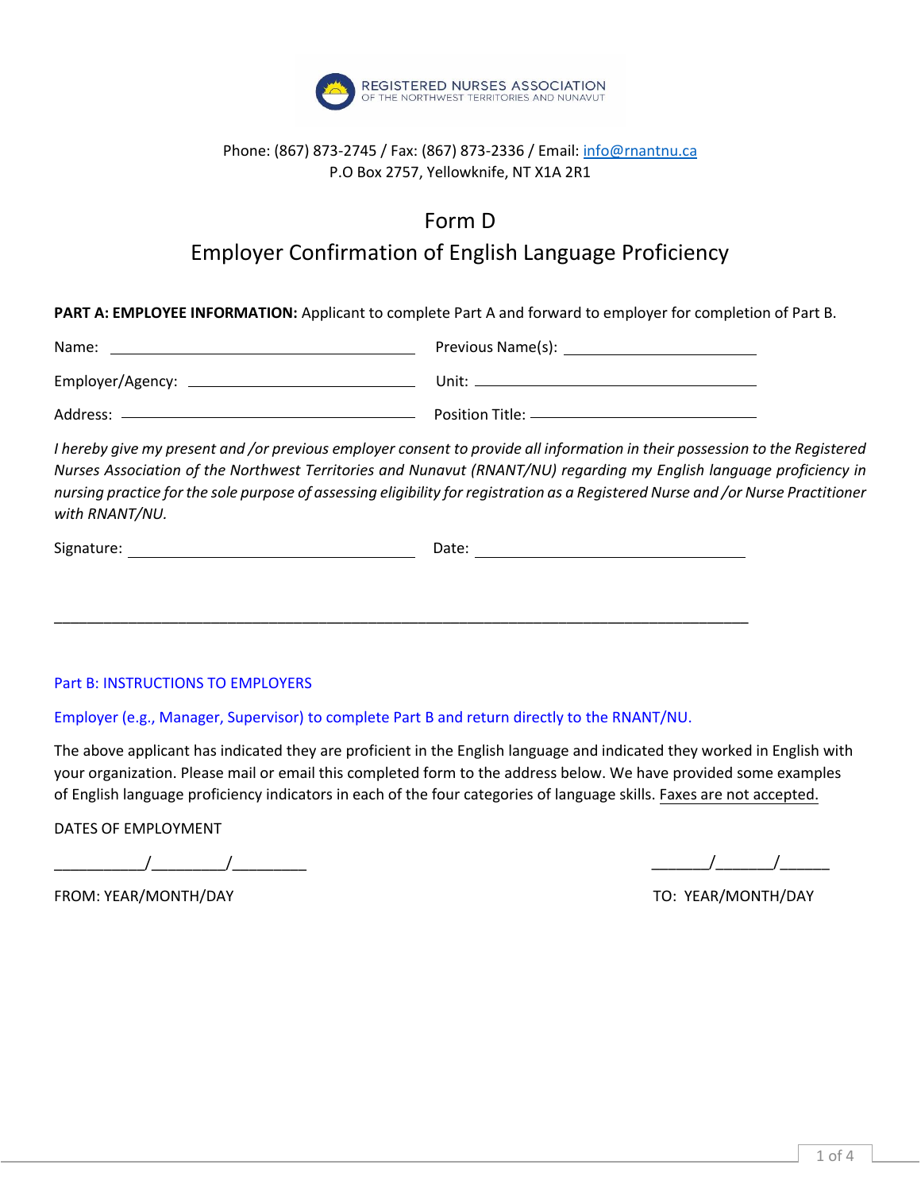REGISTERED NURSES ASSOCIATION
OF THE NORTHWEST TERRITORIES AND NUNAVUT

Phone: (867) 873-2745 / Fax: (867) 873-2336 / Email: info@rnantnu.ca
P.O Box 2757, Yellowknife, NT X1A 2R1

# Form D
## Employer Confirmation of English Language Proficiency

**PART A: EMPLOYEE INFORMATION:** Applicant to complete Part A and forward to employer for completion of Part B.

Name: ______________________________ Previous Name(s): ______________________

Employer/Agency: ______________________ Unit: ______________________________

Address: ______________________________ Position Title: _________________________

*I hereby give my present and /or previous employer consent to provide all information in their possession to the Registered Nurses Association of the Northwest Territories and Nunavut (RNANT/NU) regarding my English language proficiency in nursing practice for the sole purpose of assessing eligibility for registration as a Registered Nurse and /or Nurse Practitioner with RNANT/NU.*

Signature: ____________________________ Date: ______________________________

---

Part B: INSTRUCTIONS TO EMPLOYERS

Employer (e.g., Manager, Supervisor) to complete Part B and return directly to the RNANT/NU.

The above applicant has indicated they are proficient in the English language and indicated they worked in English with your organization. Please mail or email this completed form to the address below. We have provided some examples of English language proficiency indicators in each of the four categories of language skills. Faxes are not accepted.

DATES OF EMPLOYMENT

___________/_________/_________ _______/_______/______

FROM: YEAR/MONTH/DAY TO: YEAR/MONTH/DAY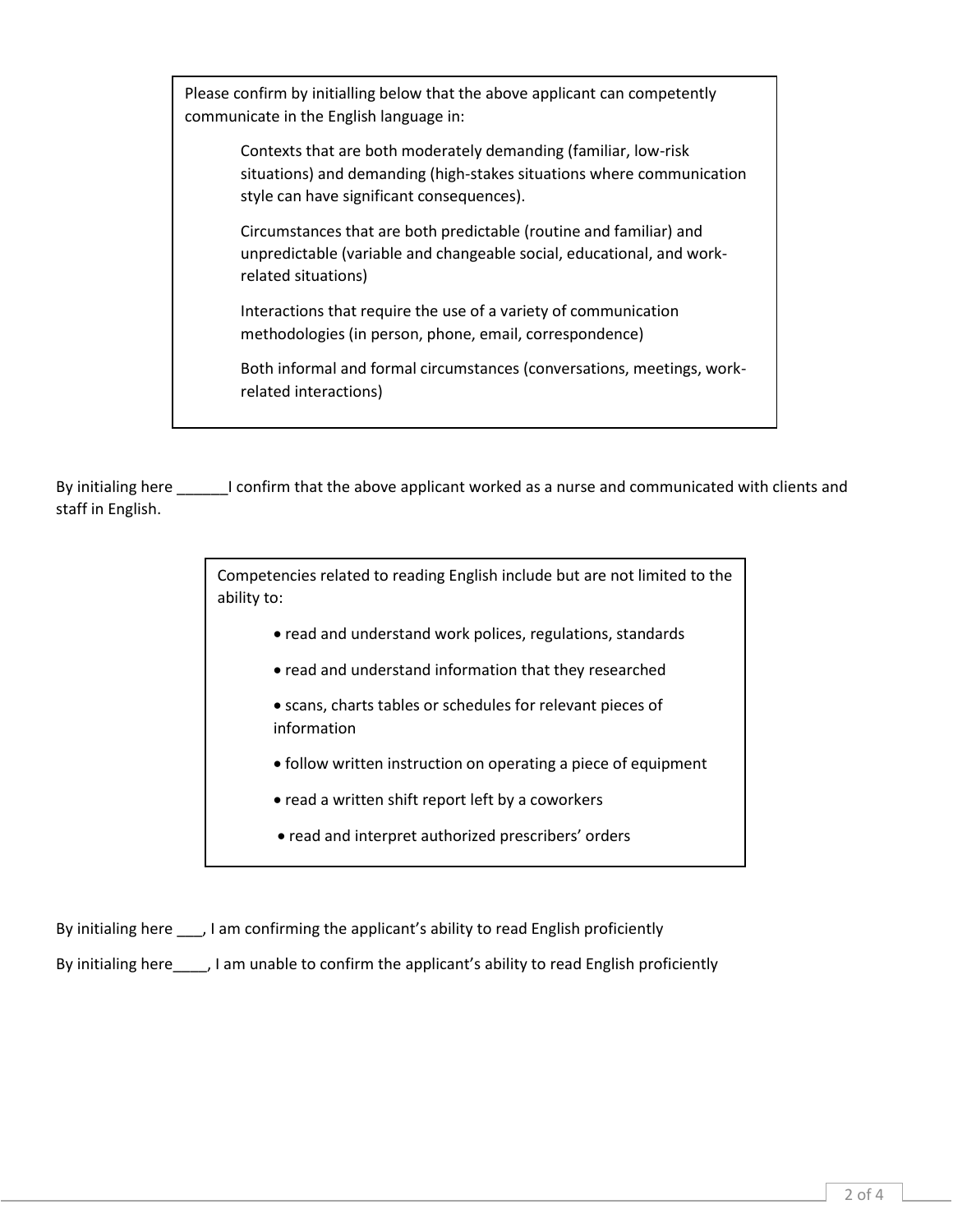Please confirm by initialling below that the above applicant can competently communicate in the English language in:

> Contexts that are both moderately demanding (familiar, low-risk situations) and demanding (high-stakes situations where communication style can have significant consequences).
>
> Circumstances that are both predictable (routine and familiar) and unpredictable (variable and changeable social, educational, and work-related situations)
>
> Interactions that require the use of a variety of communication methodologies (in person, phone, email, correspondence)
>
> Both informal and formal circumstances (conversations, meetings, work-related interactions)

By initialing here ______I confirm that the above applicant worked as a nurse and communicated with clients and staff in English.

Competencies related to reading English include but are not limited to the ability to:

- read and understand work polices, regulations, standards
- read and understand information that they researched
- scans, charts tables or schedules for relevant pieces of information
- follow written instruction on operating a piece of equipment
- read a written shift report left by a coworkers
- read and interpret authorized prescribers' orders

By initialing here ___, I am confirming the applicant's ability to read English proficiently

By initialing here____, I am unable to confirm the applicant's ability to read English proficiently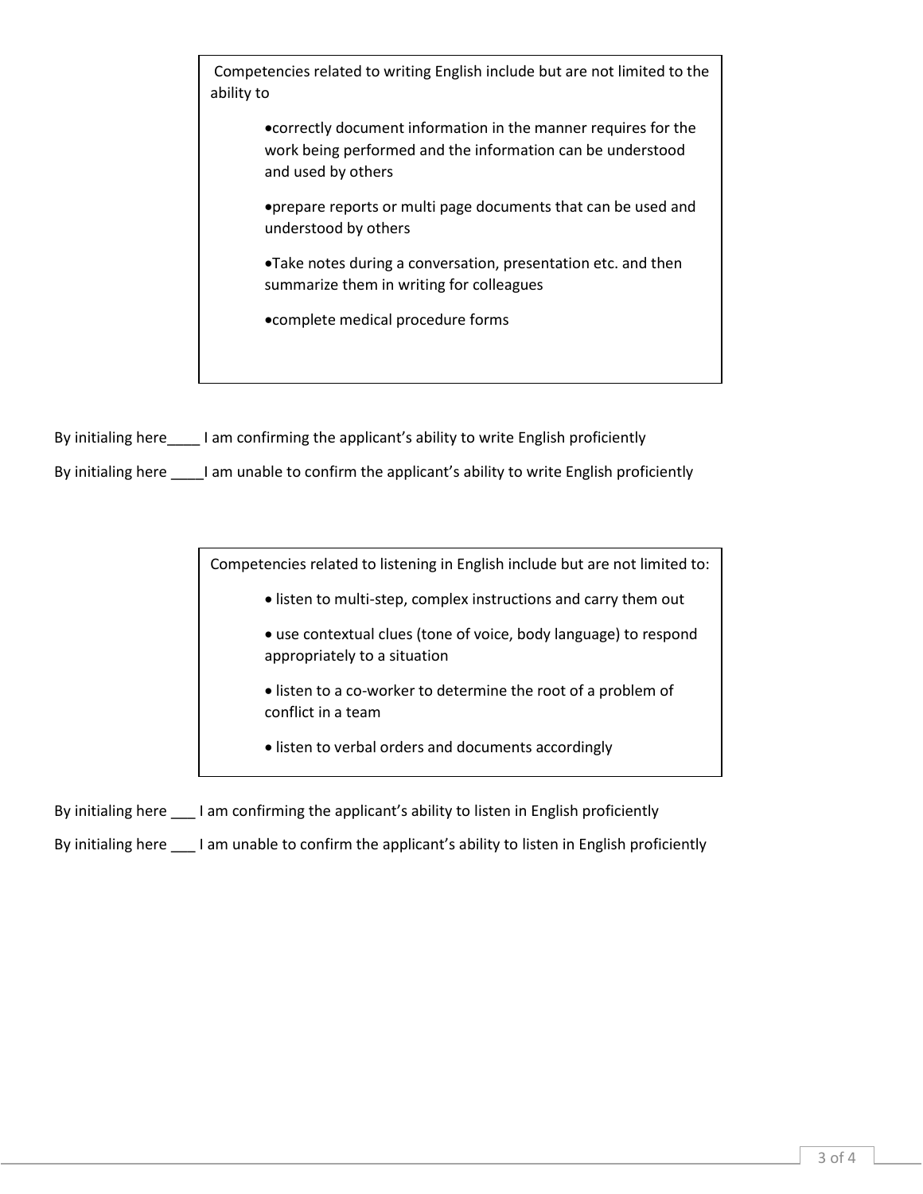Competencies related to writing English include but are not limited to the ability to

- correctly document information in the manner requires for the work being performed and the information can be understood and used by others
- prepare reports or multi page documents that can be used and understood by others
- Take notes during a conversation, presentation etc. and then summarize them in writing for colleagues
- complete medical procedure forms

By initialing here____ I am confirming the applicant's ability to write English proficiently

By initialing here ____I am unable to confirm the applicant's ability to write English proficiently

Competencies related to listening in English include but are not limited to:

- listen to multi-step, complex instructions and carry them out
- use contextual clues (tone of voice, body language) to respond appropriately to a situation
- listen to a co-worker to determine the root of a problem of conflict in a team
- listen to verbal orders and documents accordingly

By initialing here ___ I am confirming the applicant's ability to listen in English proficiently

By initialing here ___ I am unable to confirm the applicant's ability to listen in English proficiently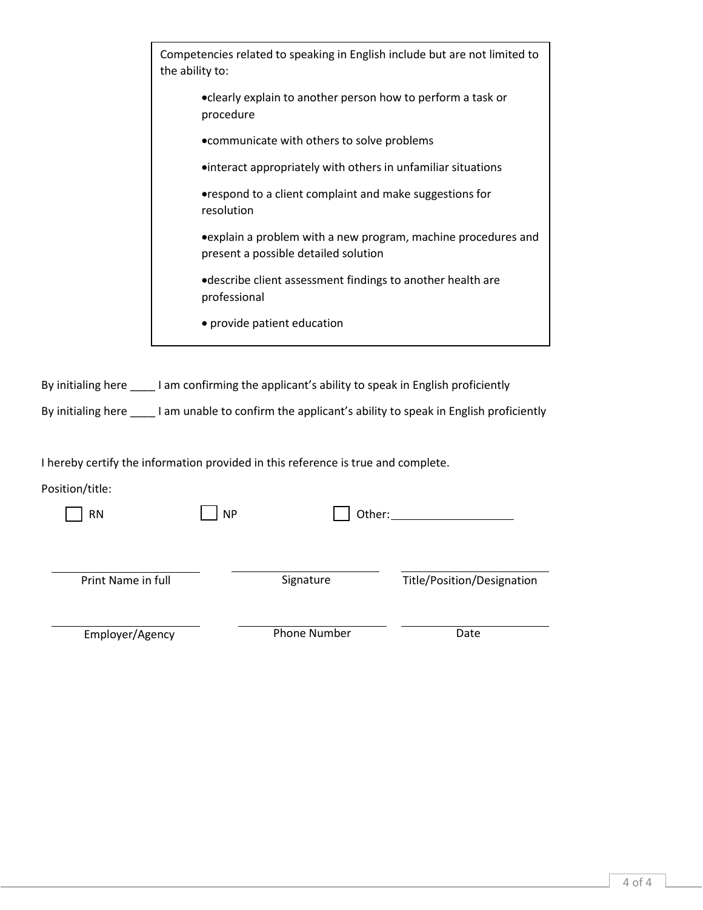Competencies related to speaking in English include but are not limited to the ability to:

- clearly explain to another person how to perform a task or procedure
- communicate with others to solve problems
- interact appropriately with others in unfamiliar situations
- respond to a client complaint and make suggestions for resolution
- explain a problem with a new program, machine procedures and present a possible detailed solution
- describe client assessment findings to another health are professional
- provide patient education

By initialing here ____ I am confirming the applicant's ability to speak in English proficiently

By initialing here ____ I am unable to confirm the applicant's ability to speak in English proficiently

I hereby certify the information provided in this reference is true and complete.

Position/title:

☐ RN ☐ NP ☐ Other:____________________

| | | |
|---|---|---|
| Print Name in full | Signature | Title/Position/Designation |
| Employer/Agency | Phone Number | Date |